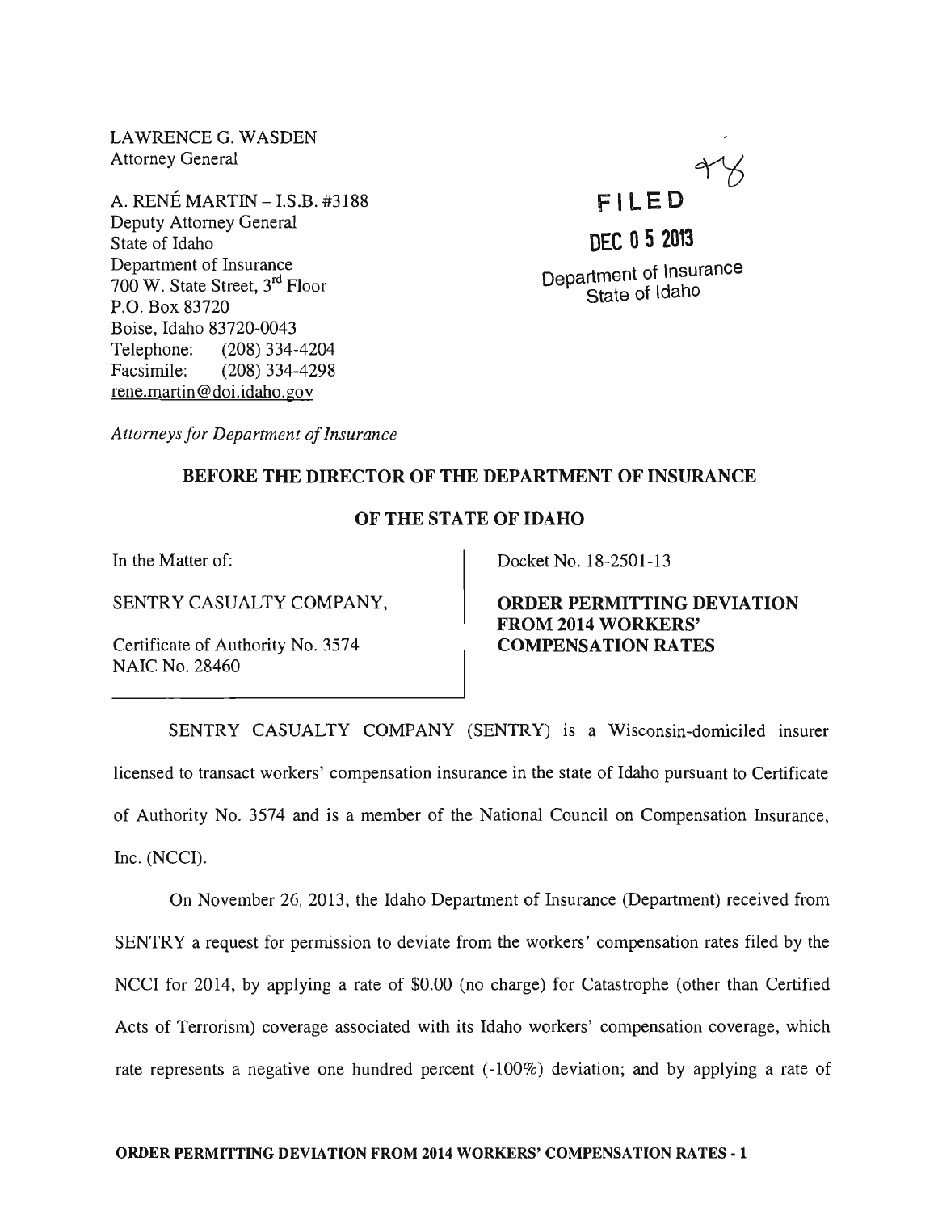LAWRENCE G. WASDEN
Attorney General

A. RENÉ MARTIN – I.S.B. #3188
Deputy Attorney General
State of Idaho
Department of Insurance
700 W. State Street, 3rd Floor
P.O. Box 83720
Boise, Idaho 83720-0043
Telephone: (208) 334-4204
Facsimile: (208) 334-4298
rene.martin@doi.idaho.gov

*Attorneys for Department of Insurance*

**FILED**

**DEC 05 2013**

Department of Insurance
State of Idaho

## BEFORE THE DIRECTOR OF THE DEPARTMENT OF INSURANCE

## OF THE STATE OF IDAHO

In the Matter of:

SENTRY CASUALTY COMPANY,

Certificate of Authority No. 3574
NAIC No. 28460

Docket No. 18-2501-13

**ORDER PERMITTING DEVIATION FROM 2014 WORKERS' COMPENSATION RATES**

SENTRY CASUALTY COMPANY (SENTRY) is a Wisconsin-domiciled insurer licensed to transact workers' compensation insurance in the state of Idaho pursuant to Certificate of Authority No. 3574 and is a member of the National Council on Compensation Insurance, Inc. (NCCI).

On November 26, 2013, the Idaho Department of Insurance (Department) received from SENTRY a request for permission to deviate from the workers' compensation rates filed by the NCCI for 2014, by applying a rate of $0.00 (no charge) for Catastrophe (other than Certified Acts of Terrorism) coverage associated with its Idaho workers' compensation coverage, which rate represents a negative one hundred percent (-100%) deviation; and by applying a rate of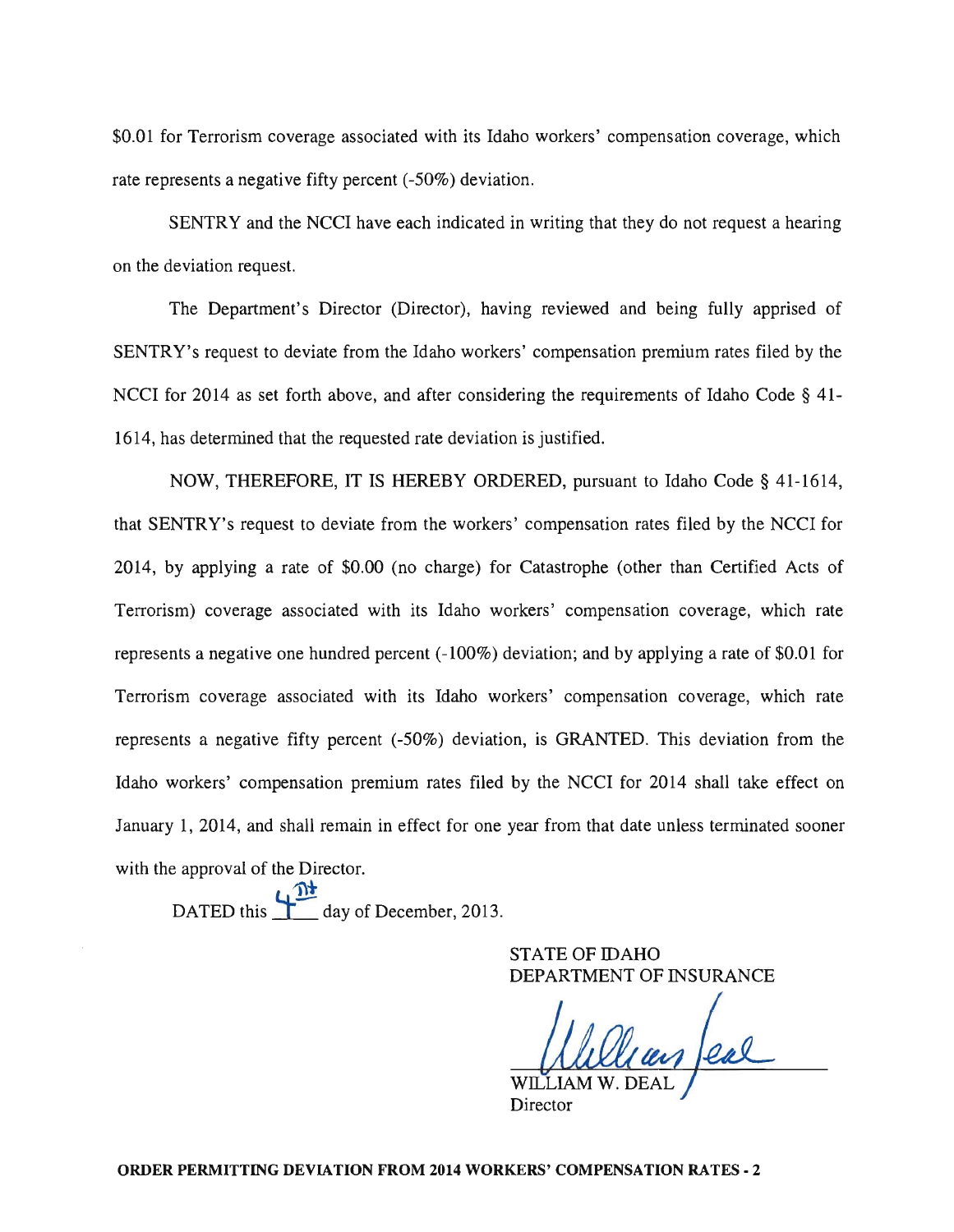$0.01 for Terrorism coverage associated with its Idaho workers' compensation coverage, which rate represents a negative fifty percent (-50%) deviation.

SENTRY and the NCCI have each indicated in writing that they do not request a hearing on the deviation request.

The Department's Director (Director), having reviewed and being fully apprised of SENTRY's request to deviate from the Idaho workers' compensation premium rates filed by the NCCI for 2014 as set forth above, and after considering the requirements of Idaho Code § 41-1614, has determined that the requested rate deviation is justified.

NOW, THEREFORE, IT IS HEREBY ORDERED, pursuant to Idaho Code § 41-1614, that SENTRY's request to deviate from the workers' compensation rates filed by the NCCI for 2014, by applying a rate of $0.00 (no charge) for Catastrophe (other than Certified Acts of Terrorism) coverage associated with its Idaho workers' compensation coverage, which rate represents a negative one hundred percent (-100%) deviation; and by applying a rate of $0.01 for Terrorism coverage associated with its Idaho workers' compensation coverage, which rate represents a negative fifty percent (-50%) deviation, is GRANTED. This deviation from the Idaho workers' compensation premium rates filed by the NCCI for 2014 shall take effect on January 1, 2014, and shall remain in effect for one year from that date unless terminated sooner with the approval of the Director.

DATED this 4th day of December, 2013.

STATE OF IDAHO
DEPARTMENT OF INSURANCE

William Deal

WILLIAM W. DEAL
Director

**ORDER PERMITTING DEVIATION FROM 2014 WORKERS' COMPENSATION RATES - 2**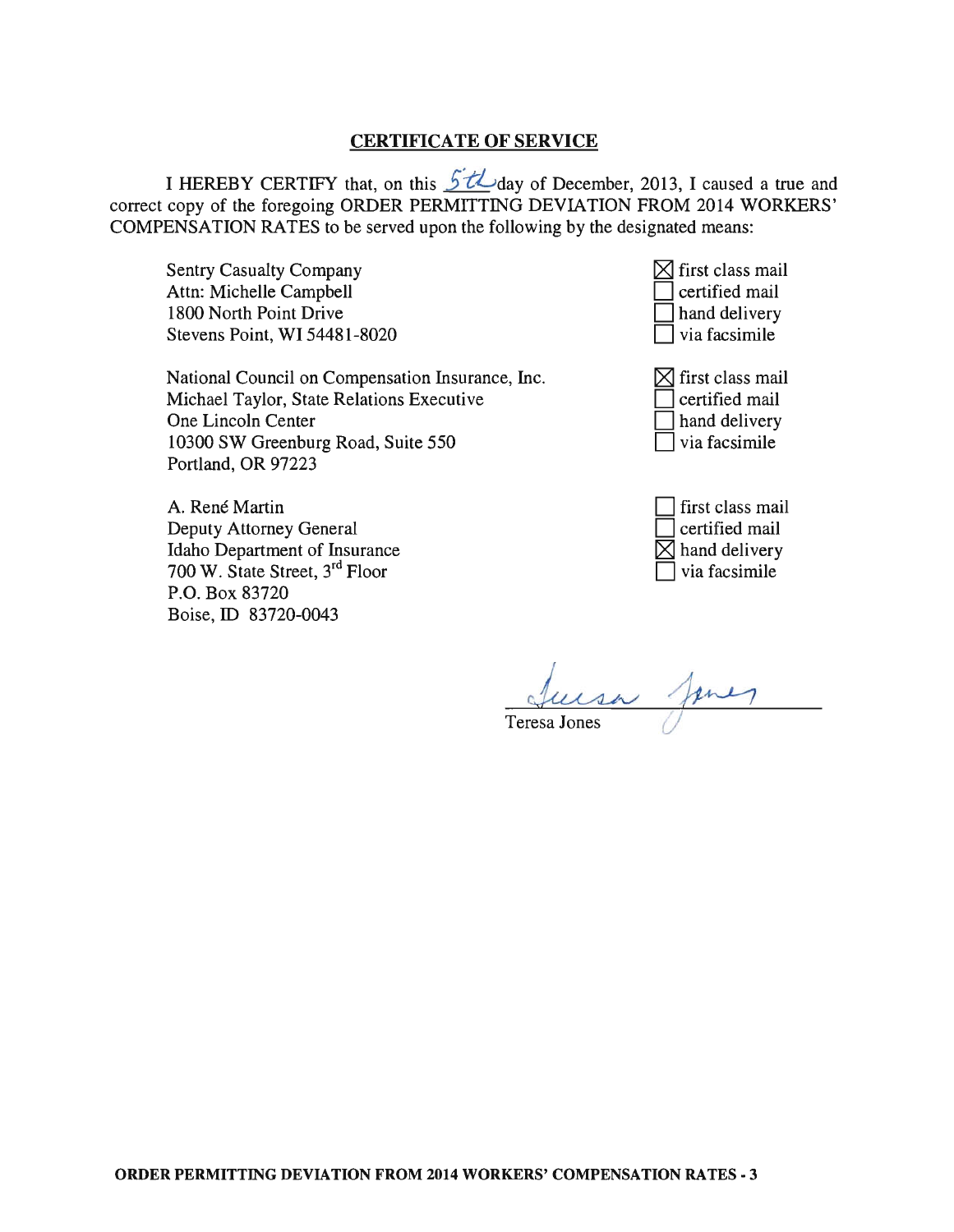## CERTIFICATE OF SERVICE

I HEREBY CERTIFY that, on this 5th day of December, 2013, I caused a true and correct copy of the foregoing ORDER PERMITTING DEVIATION FROM 2014 WORKERS' COMPENSATION RATES to be served upon the following by the designated means:

| | |
|---|---|
| Sentry Casualty Company<br>Attn: Michelle Campbell<br>1800 North Point Drive<br>Stevens Point, WI 54481-8020 | ☒ first class mail<br>☐ certified mail<br>☐ hand delivery<br>☐ via facsimile |
| National Council on Compensation Insurance, Inc.<br>Michael Taylor, State Relations Executive<br>One Lincoln Center<br>10300 SW Greenburg Road, Suite 550<br>Portland, OR 97223 | ☒ first class mail<br>☐ certified mail<br>☐ hand delivery<br>☐ via facsimile |
| A. René Martin<br>Deputy Attorney General<br>Idaho Department of Insurance<br>700 W. State Street, 3rd Floor<br>P.O. Box 83720<br>Boise, ID 83720-0043 | ☐ first class mail<br>☐ certified mail<br>☒ hand delivery<br>☐ via facsimile |

Teresa Jones